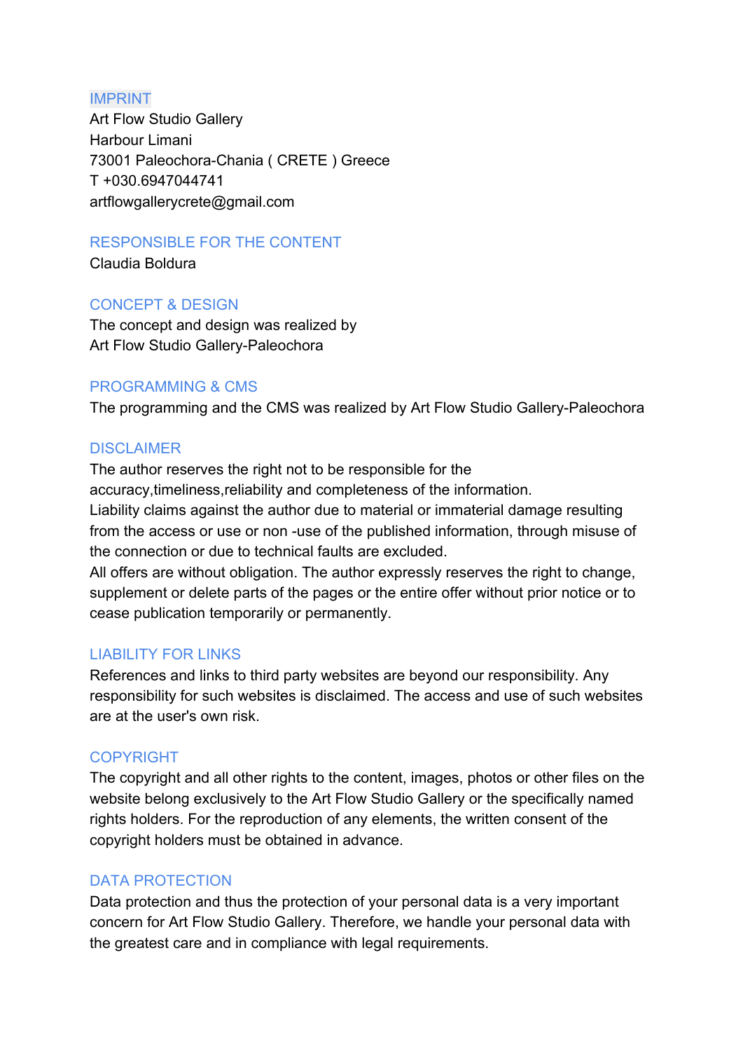## IMPRINT

Art Flow Studio Gallery
Harbour Limani
73001 Paleochora-Chania ( CRETE ) Greece
T +030.6947044741
artflowgallerycrete@gmail.com

## RESPONSIBLE FOR THE CONTENT

Claudia Boldura

## CONCEPT & DESIGN

The concept and design was realized by
Art Flow Studio Gallery-Paleochora

## PROGRAMMING & CMS

The programming and the CMS was realized by Art Flow Studio Gallery-Paleochora

## DISCLAIMER

The author reserves the right not to be responsible for the accuracy,timeliness,reliability and completeness of the information.
Liability claims against the author due to material or immaterial damage resulting from the access or use or non -use of the published information, through misuse of the connection or due to technical faults are excluded.
All offers are without obligation. The author expressly reserves the right to change, supplement or delete parts of the pages or the entire offer without prior notice or to cease publication temporarily or permanently.

## LIABILITY FOR LINKS

References and links to third party websites are beyond our responsibility. Any responsibility for such websites is disclaimed. The access and use of such websites are at the user's own risk.

## COPYRIGHT

The copyright and all other rights to the content, images, photos or other files on the website belong exclusively to the Art Flow Studio Gallery or the specifically named rights holders. For the reproduction of any elements, the written consent of the copyright holders must be obtained in advance.

## DATA PROTECTION

Data protection and thus the protection of your personal data is a very important concern for Art Flow Studio Gallery. Therefore, we handle your personal data with the greatest care and in compliance with legal requirements.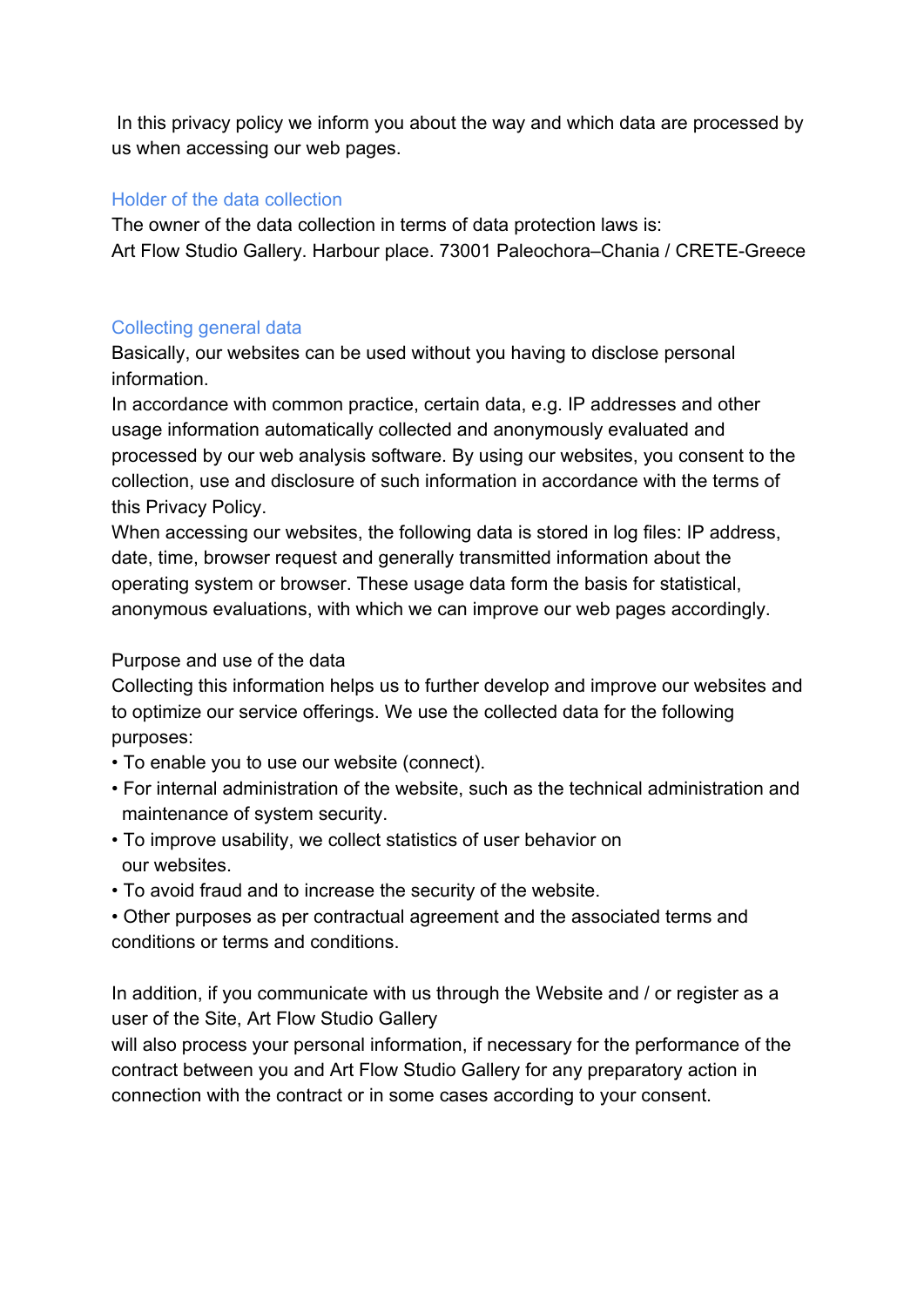In this privacy policy we inform you about the way and which data are processed by us when accessing our web pages.

## Holder of the data collection

The owner of the data collection in terms of data protection laws is:
Art Flow Studio Gallery. Harbour place. 73001 Paleochora–Chania / CRETE-Greece

## Collecting general data

Basically, our websites can be used without you having to disclose personal information.
In accordance with common practice, certain data, e.g. IP addresses and other usage information automatically collected and anonymously evaluated and processed by our web analysis software. By using our websites, you consent to the collection, use and disclosure of such information in accordance with the terms of this Privacy Policy.
When accessing our websites, the following data is stored in log files: IP address, date, time, browser request and generally transmitted information about the operating system or browser. These usage data form the basis for statistical, anonymous evaluations, with which we can improve our web pages accordingly.

Purpose and use of the data
Collecting this information helps us to further develop and improve our websites and to optimize our service offerings. We use the collected data for the following purposes:

- To enable you to use our website (connect).
- For internal administration of the website, such as the technical administration and maintenance of system security.
- To improve usability, we collect statistics of user behavior on our websites.
- To avoid fraud and to increase the security of the website.
- Other purposes as per contractual agreement and the associated terms and conditions or terms and conditions.

In addition, if you communicate with us through the Website and / or register as a user of the Site, Art Flow Studio Gallery
will also process your personal information, if necessary for the performance of the contract between you and Art Flow Studio Gallery for any preparatory action in connection with the contract or in some cases according to your consent.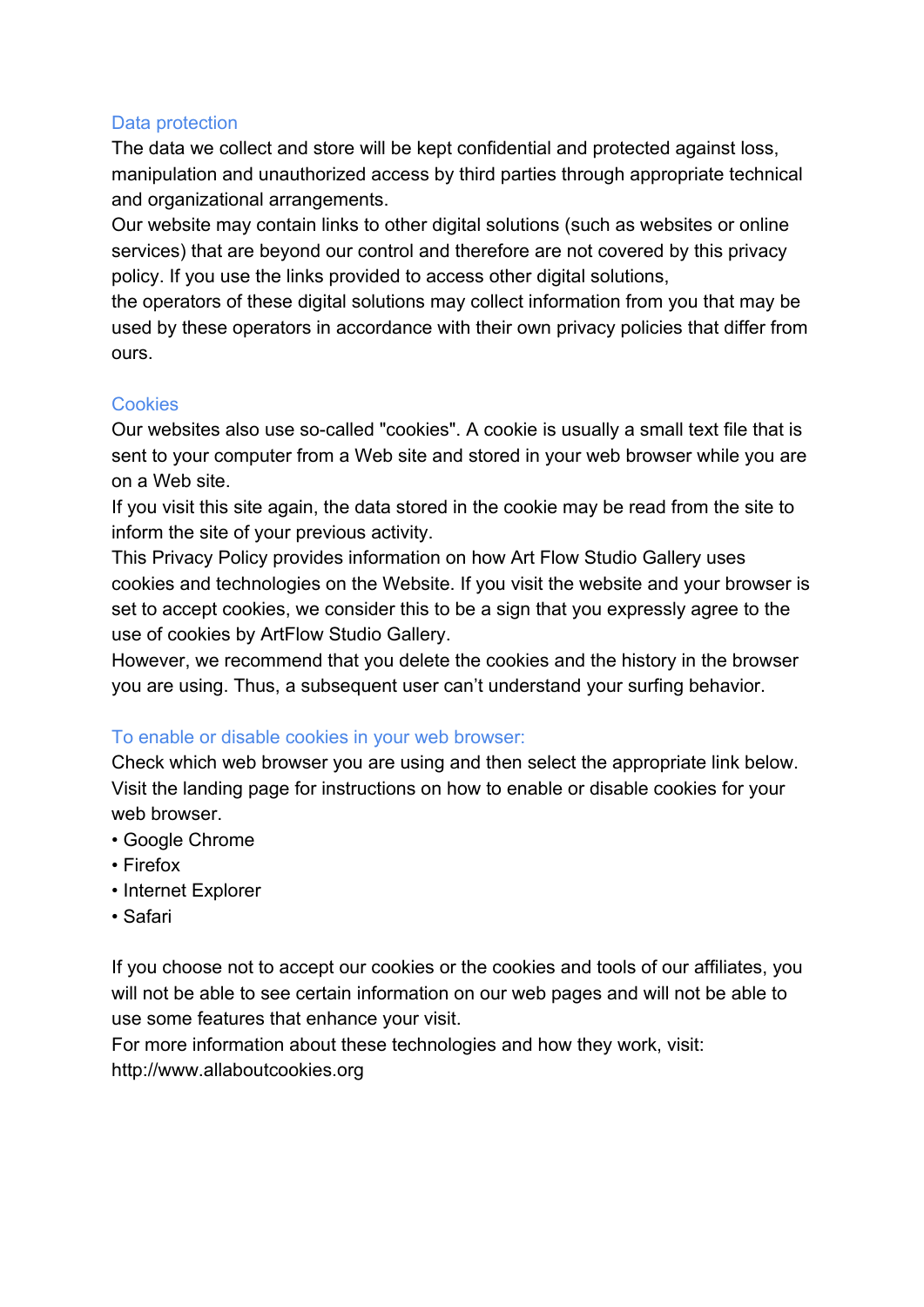## Data protection

The data we collect and store will be kept confidential and protected against loss, manipulation and unauthorized access by third parties through appropriate technical and organizational arrangements.

Our website may contain links to other digital solutions (such as websites or online services) that are beyond our control and therefore are not covered by this privacy policy. If you use the links provided to access other digital solutions, the operators of these digital solutions may collect information from you that may be used by these operators in accordance with their own privacy policies that differ from ours.

## Cookies

Our websites also use so-called "cookies". A cookie is usually a small text file that is sent to your computer from a Web site and stored in your web browser while you are on a Web site.

If you visit this site again, the data stored in the cookie may be read from the site to inform the site of your previous activity.

This Privacy Policy provides information on how Art Flow Studio Gallery uses cookies and technologies on the Website. If you visit the website and your browser is set to accept cookies, we consider this to be a sign that you expressly agree to the use of cookies by ArtFlow Studio Gallery.

However, we recommend that you delete the cookies and the history in the browser you are using. Thus, a subsequent user can't understand your surfing behavior.

## To enable or disable cookies in your web browser:

Check which web browser you are using and then select the appropriate link below. Visit the landing page for instructions on how to enable or disable cookies for your web browser.

- Google Chrome
- Firefox
- Internet Explorer
- Safari

If you choose not to accept our cookies or the cookies and tools of our affiliates, you will not be able to see certain information on our web pages and will not be able to use some features that enhance your visit.

For more information about these technologies and how they work, visit: http://www.allaboutcookies.org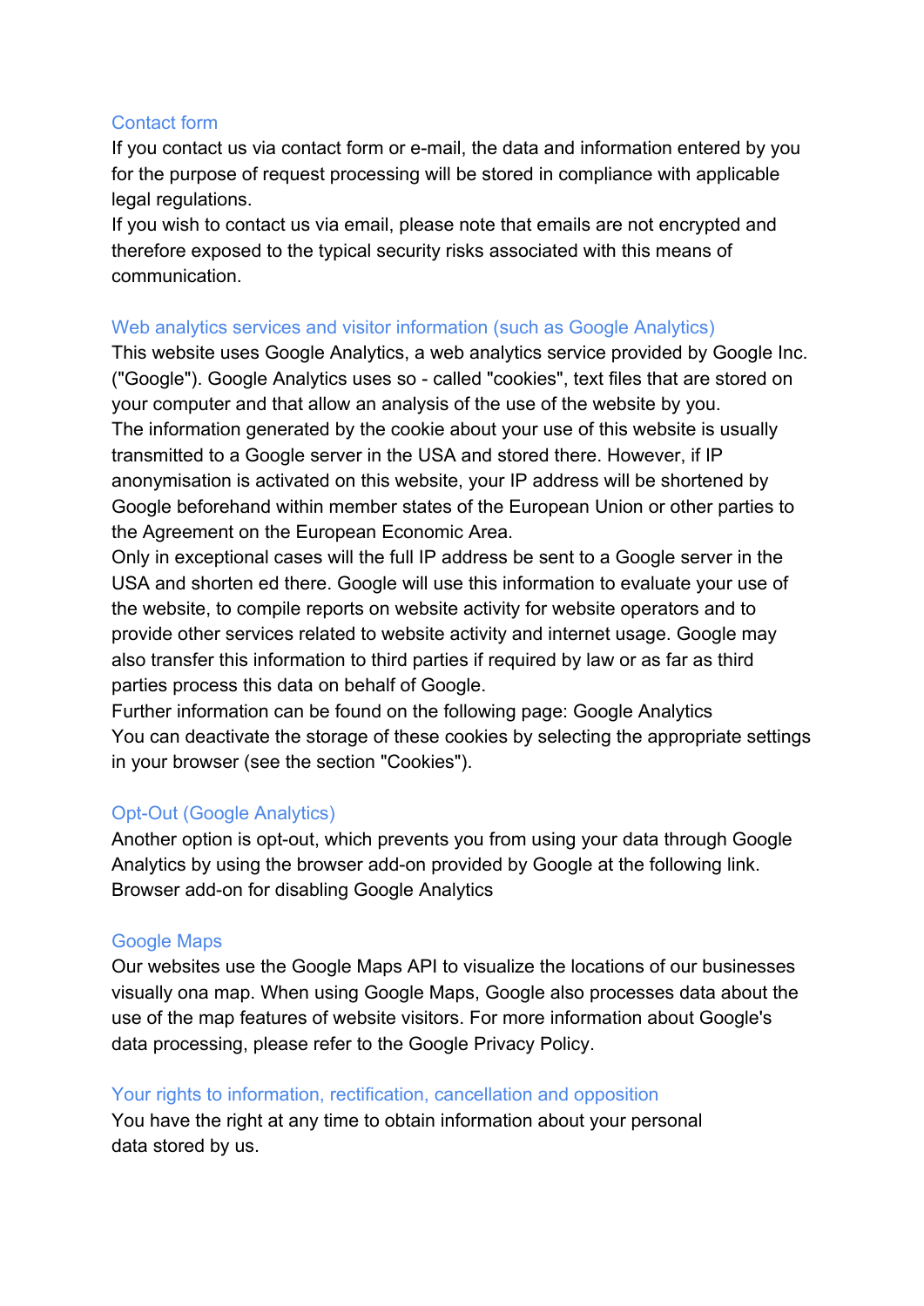## Contact form

If you contact us via contact form or e-mail, the data and information entered by you for the purpose of request processing will be stored in compliance with applicable legal regulations.
If you wish to contact us via email, please note that emails are not encrypted and therefore exposed to the typical security risks associated with this means of communication.

## Web analytics services and visitor information (such as Google Analytics)

This website uses Google Analytics, a web analytics service provided by Google Inc. ("Google"). Google Analytics uses so - called "cookies", text files that are stored on your computer and that allow an analysis of the use of the website by you.
The information generated by the cookie about your use of this website is usually transmitted to a Google server in the USA and stored there. However, if IP anonymisation is activated on this website, your IP address will be shortened by Google beforehand within member states of the European Union or other parties to the Agreement on the European Economic Area.
Only in exceptional cases will the full IP address be sent to a Google server in the USA and shorten ed there. Google will use this information to evaluate your use of the website, to compile reports on website activity for website operators and to provide other services related to website activity and internet usage. Google may also transfer this information to third parties if required by law or as far as third parties process this data on behalf of Google.
Further information can be found on the following page: Google Analytics
You can deactivate the storage of these cookies by selecting the appropriate settings in your browser (see the section "Cookies").

## Opt-Out (Google Analytics)

Another option is opt-out, which prevents you from using your data through Google Analytics by using the browser add-on provided by Google at the following link.
Browser add-on for disabling Google Analytics

## Google Maps

Our websites use the Google Maps API to visualize the locations of our businesses visually ona map. When using Google Maps, Google also processes data about the use of the map features of website visitors. For more information about Google's data processing, please refer to the Google Privacy Policy.

## Your rights to information, rectification, cancellation and opposition

You have the right at any time to obtain information about your personal data stored by us.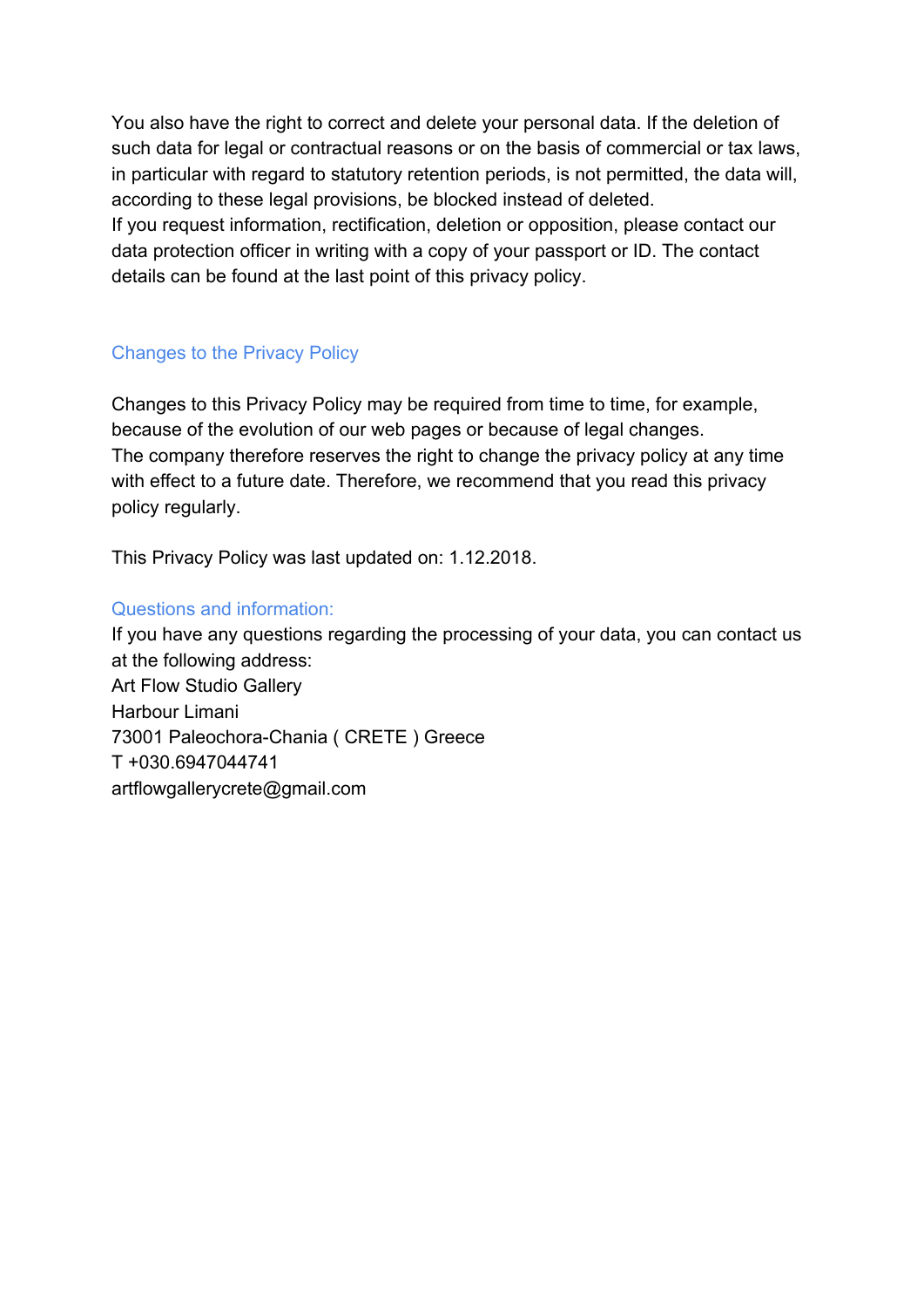You also have the right to correct and delete your personal data. If the deletion of such data for legal or contractual reasons or on the basis of commercial or tax laws, in particular with regard to statutory retention periods, is not permitted, the data will, according to these legal provisions, be blocked instead of deleted.
If you request information, rectification, deletion or opposition, please contact our data protection officer in writing with a copy of your passport or ID. The contact details can be found at the last point of this privacy policy.

## Changes to the Privacy Policy

Changes to this Privacy Policy may be required from time to time, for example, because of the evolution of our web pages or because of legal changes.
The company therefore reserves the right to change the privacy policy at any time with effect to a future date. Therefore, we recommend that you read this privacy policy regularly.

This Privacy Policy was last updated on: 1.12.2018.

## Questions and information:

If you have any questions regarding the processing of your data, you can contact us at the following address:
Art Flow Studio Gallery
Harbour Limani
73001 Paleochora-Chania ( CRETE ) Greece
T +030.6947044741
artflowgallerycrete@gmail.com